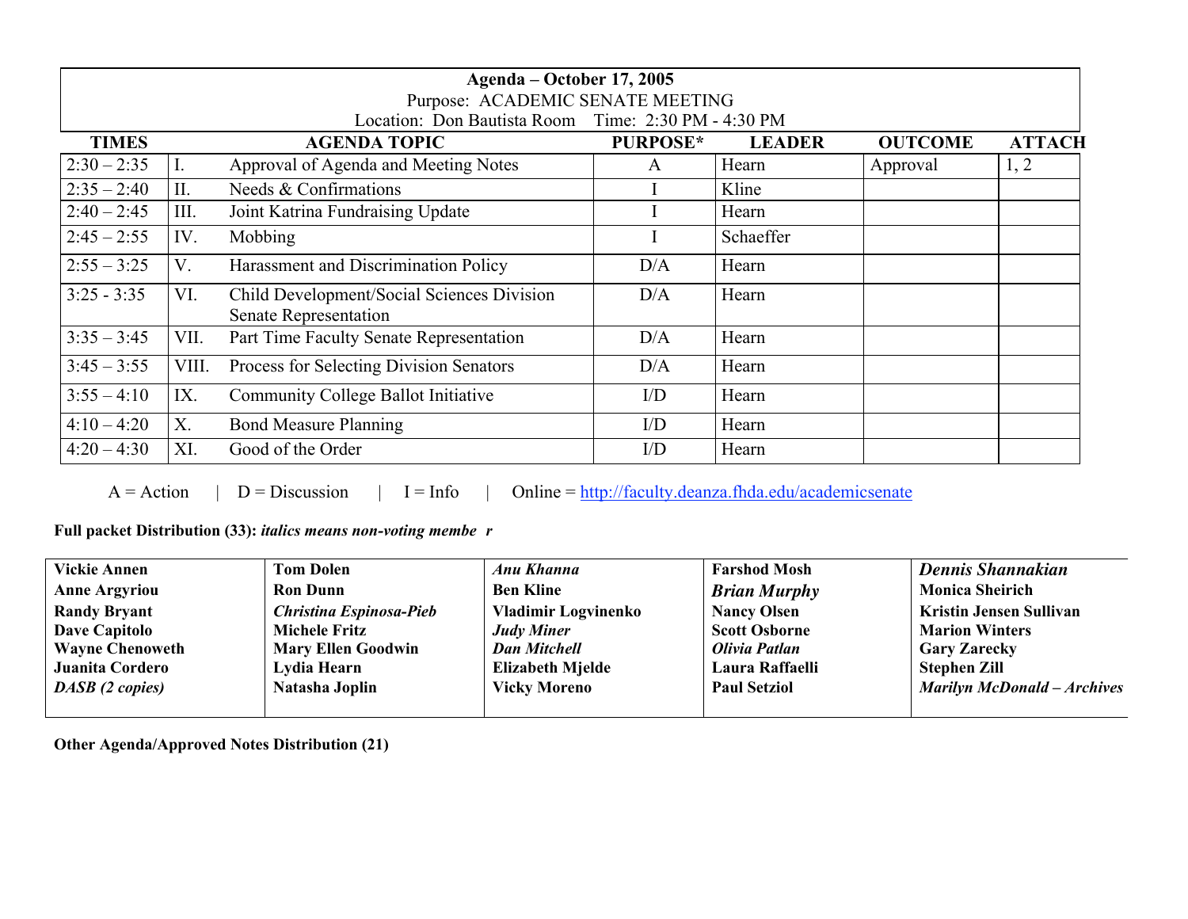**Agenda – October 17, 2005**
Purpose: ACADEMIC SENATE MEETING
Location: Don Bautista Room   Time: 2:30 PM - 4:30 PM

| TIMES | | AGENDA TOPIC | PURPOSE* | LEADER | OUTCOME | ATTACH |
|---|---|---|---|---|---|---|
| 2:30 – 2:35 | I. | Approval of Agenda and Meeting Notes | A | Hearn | Approval | 1, 2 |
| 2:35 – 2:40 | II. | Needs & Confirmations | I | Kline | | |
| 2:40 – 2:45 | III. | Joint Katrina Fundraising Update | I | Hearn | | |
| 2:45 – 2:55 | IV. | Mobbing | I | Schaeffer | | |
| 2:55 – 3:25 | V. | Harassment and Discrimination Policy | D/A | Hearn | | |
| 3:25 - 3:35 | VI. | Child Development/Social Sciences Division Senate Representation | D/A | Hearn | | |
| 3:35 – 3:45 | VII. | Part Time Faculty Senate Representation | D/A | Hearn | | |
| 3:45 – 3:55 | VIII. | Process for Selecting Division Senators | D/A | Hearn | | |
| 3:55 – 4:10 | IX. | Community College Ballot Initiative | I/D | Hearn | | |
| 4:10 – 4:20 | X. | Bond Measure Planning | I/D | Hearn | | |
| 4:20 – 4:30 | XI. | Good of the Order | I/D | Hearn | | |

A = Action | D = Discussion | I = Info | Online = http://faculty.deanza.fhda.edu/academicsenate

**Full packet Distribution (33):** ***italics means non-voting membe r***

| | | | | |
|---|---|---|---|---|
| **Vickie Annen** | **Tom Dolen** | ***Anu Khanna*** | **Farshod Mosh** | ***Dennis Shannakian*** |
| **Anne Argyriou** | **Ron Dunn** | **Ben Kline** | ***Brian Murphy*** | **Monica Sheirich** |
| **Randy Bryant** | ***Christina Espinosa-Pieb*** | **Vladimir Logvinenko** | **Nancy Olsen** | **Kristin Jensen Sullivan** |
| **Dave Capitolo** | **Michele Fritz** | ***Judy Miner*** | **Scott Osborne** | **Marion Winters** |
| **Wayne Chenoweth** | **Mary Ellen Goodwin** | ***Dan Mitchell*** | ***Olivia Patlan*** | **Gary Zarecky** |
| **Juanita Cordero** | **Lydia Hearn** | **Elizabeth Mjelde** | **Laura Raffaelli** | **Stephen Zill** |
| ***DASB (2 copies)*** | **Natasha Joplin** | **Vicky Moreno** | **Paul Setziol** | ***Marilyn McDonald – Archives*** |

**Other Agenda/Approved Notes Distribution (21)**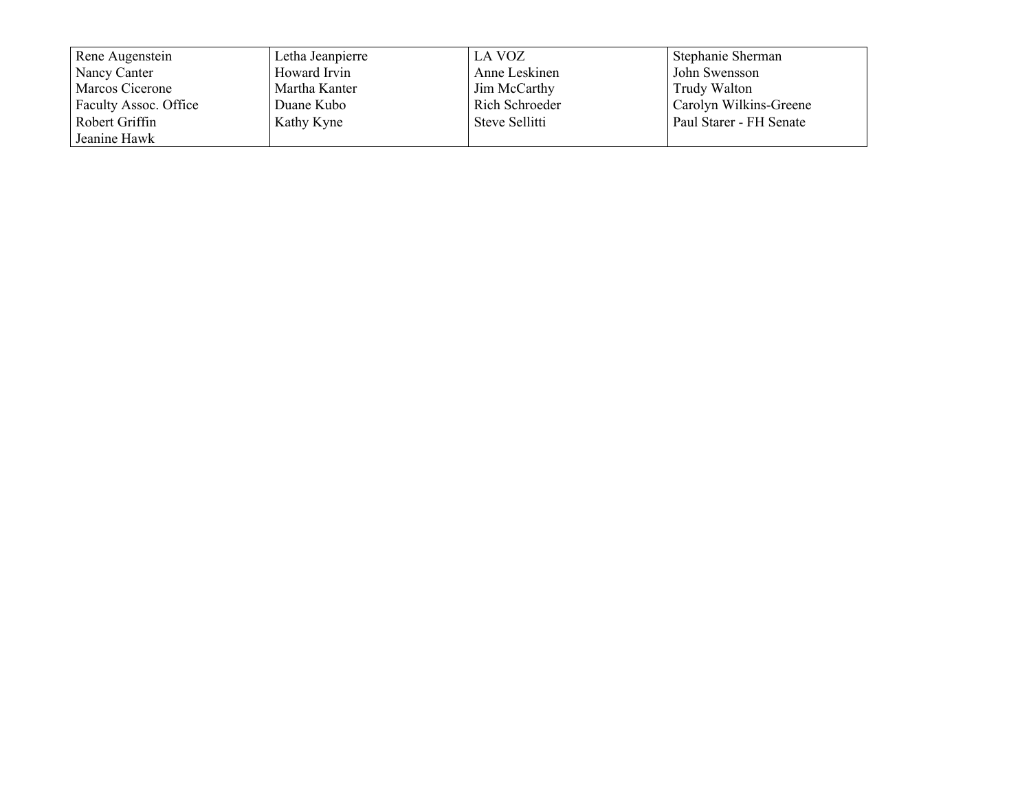| | | | |
|---|---|---|---|
| Rene Augenstein | Letha Jeanpierre | LA VOZ | Stephanie Sherman |
| Nancy Canter | Howard Irvin | Anne Leskinen | John Swensson |
| Marcos Cicerone | Martha Kanter | Jim McCarthy | Trudy Walton |
| Faculty Assoc. Office | Duane Kubo | Rich Schroeder | Carolyn Wilkins-Greene |
| Robert Griffin | Kathy Kyne | Steve Sellitti | Paul Starer - FH Senate |
| Jeanine Hawk | | | |